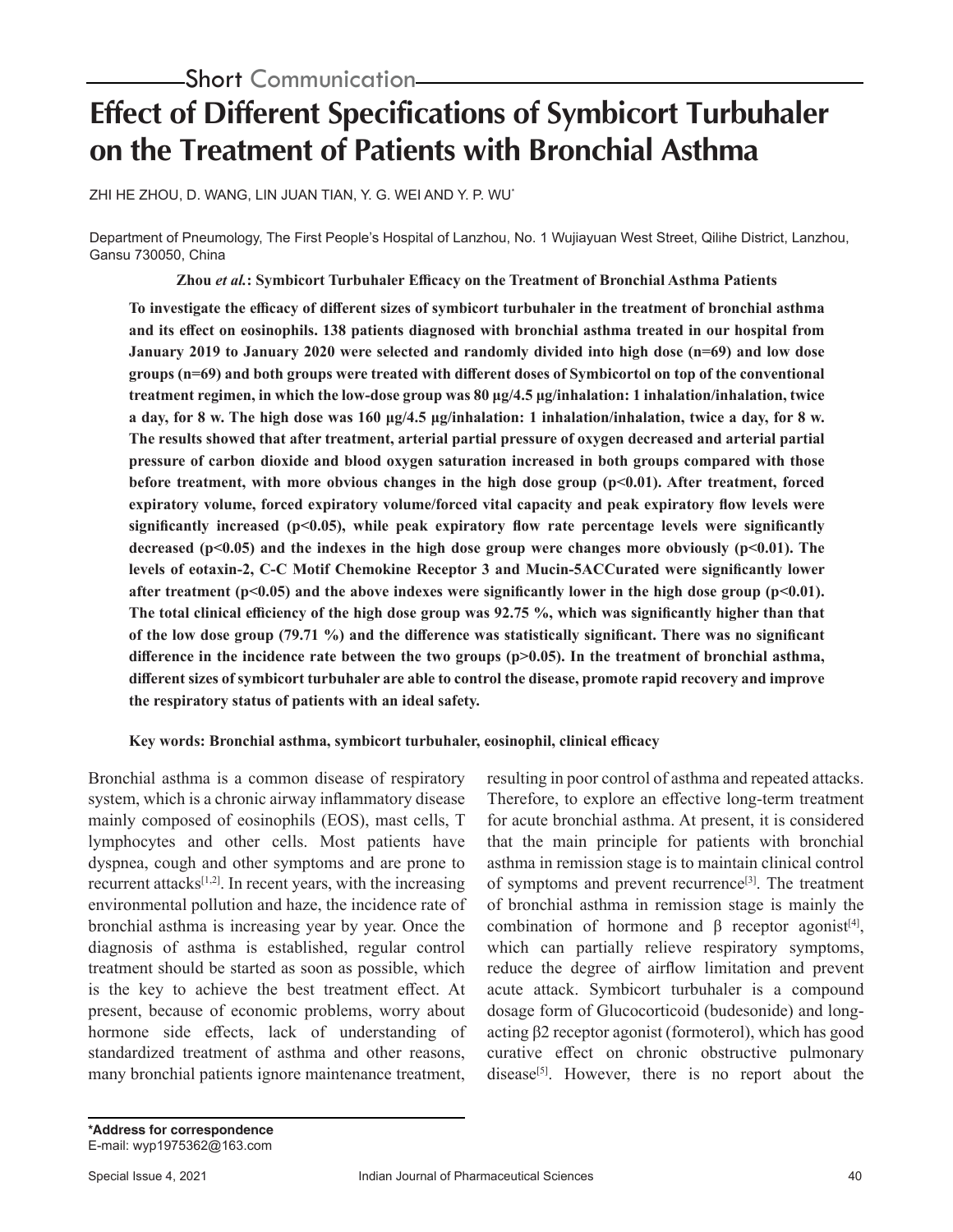Short Communication

# Effect of Different Specifications of Symbicort Turbuhaler on the Treatment of Patients with Bronchial Asthma

ZHI HE ZHOU, D. WANG, LIN JUAN TIAN, Y. G. WEI AND Y. P. WU*

Department of Pneumology, The First People's Hospital of Lanzhou, No. 1 Wujiayuan West Street, Qilihe District, Lanzhou, Gansu 730050, China

**Zhou *et al.*: Symbicort Turbuhaler Efficacy on the Treatment of Bronchial Asthma Patients**

**To investigate the efficacy of different sizes of symbicort turbuhaler in the treatment of bronchial asthma and its effect on eosinophils. 138 patients diagnosed with bronchial asthma treated in our hospital from January 2019 to January 2020 were selected and randomly divided into high dose (n=69) and low dose groups (n=69) and both groups were treated with different doses of Symbicortol on top of the conventional treatment regimen, in which the low-dose group was 80 µg/4.5 µg/inhalation: 1 inhalation/inhalation, twice a day, for 8 w. The high dose was 160 µg/4.5 µg/inhalation: 1 inhalation/inhalation, twice a day, for 8 w. The results showed that after treatment, arterial partial pressure of oxygen decreased and arterial partial pressure of carbon dioxide and blood oxygen saturation increased in both groups compared with those before treatment, with more obvious changes in the high dose group ($p<0.01$). After treatment, forced expiratory volume, forced expiratory volume/forced vital capacity and peak expiratory flow levels were significantly increased ($p<0.05$), while peak expiratory flow rate percentage levels were significantly decreased ($p<0.05$) and the indexes in the high dose group were changes more obviously ($p<0.01$). The levels of eotaxin-2, C-C Motif Chemokine Receptor 3 and Mucin-5ACCurated were significantly lower after treatment ($p<0.05$) and the above indexes were significantly lower in the high dose group ($p<0.01$). The total clinical efficiency of the high dose group was 92.75 %, which was significantly higher than that of the low dose group (79.71 %) and the difference was statistically significant. There was no significant difference in the incidence rate between the two groups ($p>0.05$). In the treatment of bronchial asthma, different sizes of symbicort turbuhaler are able to control the disease, promote rapid recovery and improve the respiratory status of patients with an ideal safety.**

**Key words: Bronchial asthma, symbicort turbuhaler, eosinophil, clinical efficacy**

Bronchial asthma is a common disease of respiratory system, which is a chronic airway inflammatory disease mainly composed of eosinophils (EOS), mast cells, T lymphocytes and other cells. Most patients have dyspnea, cough and other symptoms and are prone to recurrent attacks[1,2]. In recent years, with the increasing environmental pollution and haze, the incidence rate of bronchial asthma is increasing year by year. Once the diagnosis of asthma is established, regular control treatment should be started as soon as possible, which is the key to achieve the best treatment effect. At present, because of economic problems, worry about hormone side effects, lack of understanding of standardized treatment of asthma and other reasons, many bronchial patients ignore maintenance treatment, resulting in poor control of asthma and repeated attacks. Therefore, to explore an effective long-term treatment for acute bronchial asthma. At present, it is considered that the main principle for patients with bronchial asthma in remission stage is to maintain clinical control of symptoms and prevent recurrence[3]. The treatment of bronchial asthma in remission stage is mainly the combination of hormone and β receptor agonist[4], which can partially relieve respiratory symptoms, reduce the degree of airflow limitation and prevent acute attack. Symbicort turbuhaler is a compound dosage form of Glucocorticoid (budesonide) and long-acting β2 receptor agonist (formoterol), which has good curative effect on chronic obstructive pulmonary disease[5]. However, there is no report about the

**\*Address for correspondence**
E-mail: wyp1975362@163.com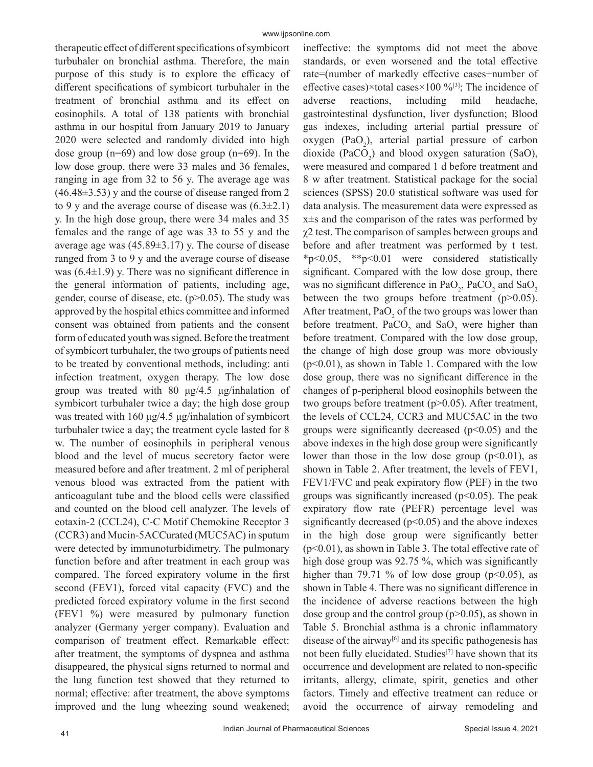therapeutic effect of different specifications of symbicort turbuhaler on bronchial asthma. Therefore, the main purpose of this study is to explore the efficacy of different specifications of symbicort turbuhaler in the treatment of bronchial asthma and its effect on eosinophils. A total of 138 patients with bronchial asthma in our hospital from January 2019 to January 2020 were selected and randomly divided into high dose group (n=69) and low dose group (n=69). In the low dose group, there were 33 males and 36 females, ranging in age from 32 to 56 y. The average age was (46.48±3.53) y and the course of disease ranged from 2 to 9 y and the average course of disease was (6.3±2.1) y. In the high dose group, there were 34 males and 35 females and the range of age was 33 to 55 y and the average age was (45.89±3.17) y. The course of disease ranged from 3 to 9 y and the average course of disease was (6.4±1.9) y. There was no significant difference in the general information of patients, including age, gender, course of disease, etc. ($p>0.05$). The study was approved by the hospital ethics committee and informed consent was obtained from patients and the consent form of educated youth was signed. Before the treatment of symbicort turbuhaler, the two groups of patients need to be treated by conventional methods, including: anti infection treatment, oxygen therapy. The low dose group was treated with 80 μg/4.5 μg/inhalation of symbicort turbuhaler twice a day; the high dose group was treated with 160 μg/4.5 μg/inhalation of symbicort turbuhaler twice a day; the treatment cycle lasted for 8 w. The number of eosinophils in peripheral venous blood and the level of mucus secretory factor were measured before and after treatment. 2 ml of peripheral venous blood was extracted from the patient with anticoagulant tube and the blood cells were classified and counted on the blood cell analyzer. The levels of eotaxin-2 (CCL24), C-C Motif Chemokine Receptor 3 (CCR3) and Mucin-5ACCurated (MUC5AC) in sputum were detected by immunoturbidimetry. The pulmonary function before and after treatment in each group was compared. The forced expiratory volume in the first second (FEV1), forced vital capacity (FVC) and the predicted forced expiratory volume in the first second (FEV1 %) were measured by pulmonary function analyzer (Germany yerger company). Evaluation and comparison of treatment effect. Remarkable effect: after treatment, the symptoms of dyspnea and asthma disappeared, the physical signs returned to normal and the lung function test showed that they returned to normal; effective: after treatment, the above symptoms improved and the lung wheezing sound weakened; ineffective: the symptoms did not meet the above standards, or even worsened and the total effective rate=(number of markedly effective cases+number of effective cases)×total cases×100 %[3]; The incidence of adverse reactions, including mild headache, gastrointestinal dysfunction, liver dysfunction; Blood gas indexes, including arterial partial pressure of oxygen ($PaO_2$), arterial partial pressure of carbon dioxide ($PaCO_2$) and blood oxygen saturation (SaO), were measured and compared 1 d before treatment and 8 w after treatment. Statistical package for the social sciences (SPSS) 20.0 statistical software was used for data analysis. The measurement data were expressed as x±s and the comparison of the rates was performed by $\chi 2$ test. The comparison of samples between groups and before and after treatment was performed by t test. *$p<0.05$, **$p<0.01$ were considered statistically significant. Compared with the low dose group, there was no significant difference in $PaO_2$, $PaCO_2$ and $SaO_2$ between the two groups before treatment ($p>0.05$). After treatment, $PaO_2$ of the two groups was lower than before treatment, $PaCO_2$ and $SaO_2$ were higher than before treatment. Compared with the low dose group, the change of high dose group was more obviously ($p<0.01$), as shown in Table 1. Compared with the low dose group, there was no significant difference in the changes of p-peripheral blood eosinophils between the two groups before treatment ($p>0.05$). After treatment, the levels of CCL24, CCR3 and MUC5AC in the two groups were significantly decreased ($p<0.05$) and the above indexes in the high dose group were significantly lower than those in the low dose group ($p<0.01$), as shown in Table 2. After treatment, the levels of FEV1, FEV1/FVC and peak expiratory flow (PEF) in the two groups was significantly increased ($p<0.05$). The peak expiratory flow rate (PEFR) percentage level was significantly decreased ($p<0.05$) and the above indexes in the high dose group were significantly better ($p<0.01$), as shown in Table 3. The total effective rate of high dose group was 92.75 %, which was significantly higher than 79.71 % of low dose group ($p<0.05$), as shown in Table 4. There was no significant difference in the incidence of adverse reactions between the high dose group and the control group ($p>0.05$), as shown in Table 5. Bronchial asthma is a chronic inflammatory disease of the airway[6] and its specific pathogenesis has not been fully elucidated. Studies[7] have shown that its occurrence and development are related to non-specific irritants, allergy, climate, spirit, genetics and other factors. Timely and effective treatment can reduce or avoid the occurrence of airway remodeling and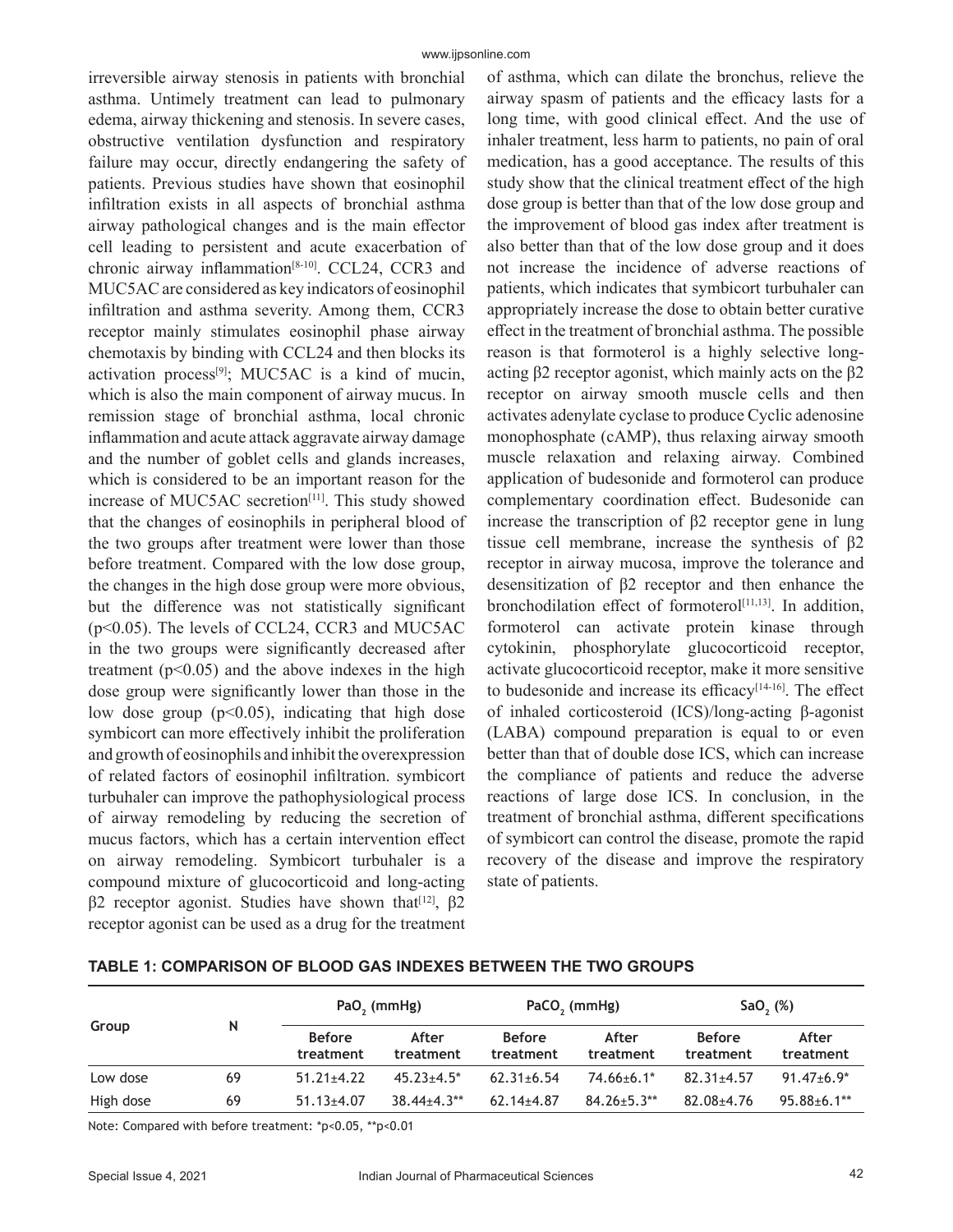irreversible airway stenosis in patients with bronchial asthma. Untimely treatment can lead to pulmonary edema, airway thickening and stenosis. In severe cases, obstructive ventilation dysfunction and respiratory failure may occur, directly endangering the safety of patients. Previous studies have shown that eosinophil infiltration exists in all aspects of bronchial asthma airway pathological changes and is the main effector cell leading to persistent and acute exacerbation of chronic airway inflammation[8-10]. CCL24, CCR3 and MUC5AC are considered as key indicators of eosinophil infiltration and asthma severity. Among them, CCR3 receptor mainly stimulates eosinophil phase airway chemotaxis by binding with CCL24 and then blocks its activation process[9]; MUC5AC is a kind of mucin, which is also the main component of airway mucus. In remission stage of bronchial asthma, local chronic inflammation and acute attack aggravate airway damage and the number of goblet cells and glands increases, which is considered to be an important reason for the increase of MUC5AC secretion[11]. This study showed that the changes of eosinophils in peripheral blood of the two groups after treatment were lower than those before treatment. Compared with the low dose group, the changes in the high dose group were more obvious, but the difference was not statistically significant ($p<0.05$). The levels of CCL24, CCR3 and MUC5AC in the two groups were significantly decreased after treatment ($p<0.05$) and the above indexes in the high dose group were significantly lower than those in the low dose group ($p<0.05$), indicating that high dose symbicort can more effectively inhibit the proliferation and growth of eosinophils and inhibit the overexpression of related factors of eosinophil infiltration. symbicort turbuhaler can improve the pathophysiological process of airway remodeling by reducing the secretion of mucus factors, which has a certain intervention effect on airway remodeling. Symbicort turbuhaler is a compound mixture of glucocorticoid and long-acting β2 receptor agonist. Studies have shown that[12], β2 receptor agonist can be used as a drug for the treatment of asthma, which can dilate the bronchus, relieve the airway spasm of patients and the efficacy lasts for a long time, with good clinical effect. And the use of inhaler treatment, less harm to patients, no pain of oral medication, has a good acceptance. The results of this study show that the clinical treatment effect of the high dose group is better than that of the low dose group and the improvement of blood gas index after treatment is also better than that of the low dose group and it does not increase the incidence of adverse reactions of patients, which indicates that symbicort turbuhaler can appropriately increase the dose to obtain better curative effect in the treatment of bronchial asthma. The possible reason is that formoterol is a highly selective long-acting β2 receptor agonist, which mainly acts on the β2 receptor on airway smooth muscle cells and then activates adenylate cyclase to produce Cyclic adenosine monophosphate (cAMP), thus relaxing airway smooth muscle relaxation and relaxing airway. Combined application of budesonide and formoterol can produce complementary coordination effect. Budesonide can increase the transcription of β2 receptor gene in lung tissue cell membrane, increase the synthesis of β2 receptor in airway mucosa, improve the tolerance and desensitization of β2 receptor and then enhance the bronchodilation effect of formoterol[11,13]. In addition, formoterol can activate protein kinase through cytokinin, phosphorylate glucocorticoid receptor, activate glucocorticoid receptor, make it more sensitive to budesonide and increase its efficacy[14-16]. The effect of inhaled corticosteroid (ICS)/long-acting β-agonist (LABA) compound preparation is equal to or even better than that of double dose ICS, which can increase the compliance of patients and reduce the adverse reactions of large dose ICS. In conclusion, in the treatment of bronchial asthma, different specifications of symbicort can control the disease, promote the rapid recovery of the disease and improve the respiratory state of patients.

**TABLE 1: COMPARISON OF BLOOD GAS INDEXES BETWEEN THE TWO GROUPS**

| Group | N | $PaO_2$ (mmHg) | | $PaCO_2$ (mmHg) | | $SaO_2$ (%) | |
|---|---|---|---|---|---|---|---|
| | | Before treatment | After treatment | Before treatment | After treatment | Before treatment | After treatment |
| Low dose | 69 | 51.21±4.22 | 45.23±4.5* | 62.31±6.54 | 74.66±6.1* | 82.31±4.57 | 91.47±6.9* |
| High dose | 69 | 51.13±4.07 | 38.44±4.3** | 62.14±4.87 | 84.26±5.3** | 82.08±4.76 | 95.88±6.1** |

Note: Compared with before treatment: *$p<0.05$, **$p<0.01$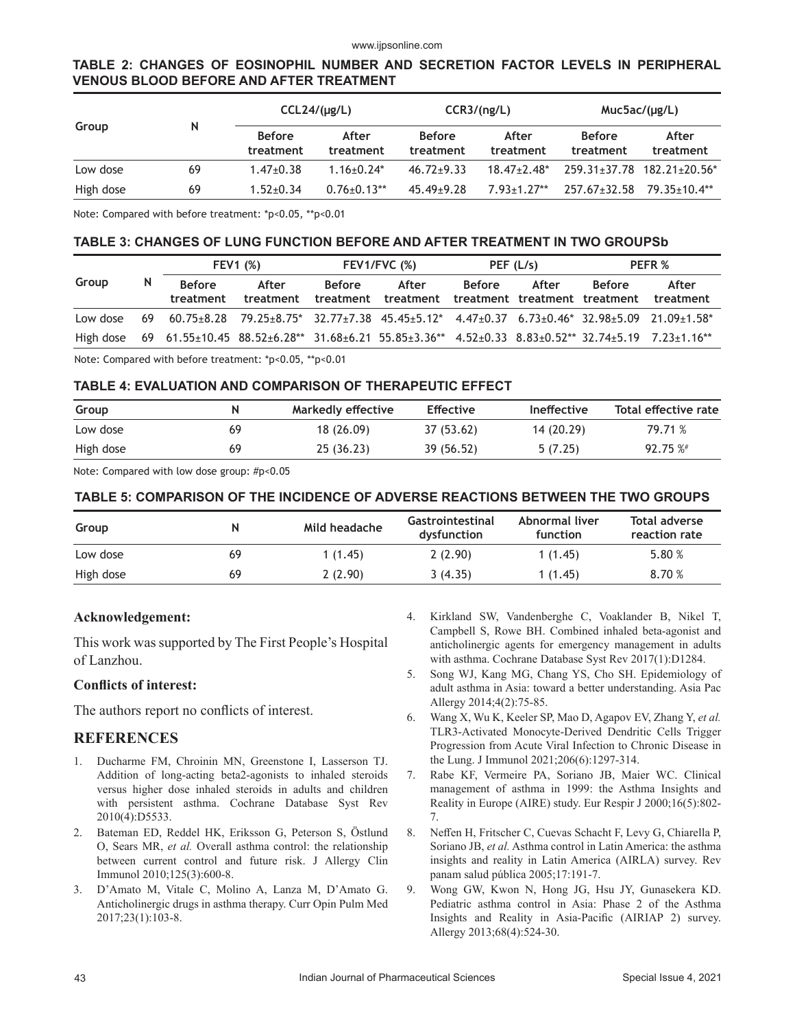**TABLE 2: CHANGES OF EOSINOPHIL NUMBER AND SECRETION FACTOR LEVELS IN PERIPHERAL VENOUS BLOOD BEFORE AND AFTER TREATMENT**

| Group | N | CCL24/(μg/L) | | CCR3/(ng/L) | | Muc5ac/(μg/L) | |
|---|---|---|---|---|---|---|---|
| | | Before treatment | After treatment | Before treatment | After treatment | Before treatment | After treatment |
| Low dose | 69 | 1.47±0.38 | 1.16±0.24* | 46.72±9.33 | 18.47±2.48* | 259.31±37.78 | 182.21±20.56* |
| High dose | 69 | 1.52±0.34 | 0.76±0.13** | 45.49±9.28 | 7.93±1.27** | 257.67±32.58 | 79.35±10.4** |

Note: Compared with before treatment: *p<0.05, **p<0.01

**TABLE 3: CHANGES OF LUNG FUNCTION BEFORE AND AFTER TREATMENT IN TWO GROUPSb**

| Group | N | FEV1 (%) | | FEV1/FVC (%) | | PEF (L/s) | | PEFR % | |
|---|---|---|---|---|---|---|---|---|---|
| | | Before treatment | After treatment | Before treatment | After treatment | Before treatment | After treatment | Before treatment | After treatment |
| Low dose | 69 | 60.75±8.28 | 79.25±8.75* | 32.77±7.38 | 45.45±5.12* | 4.47±0.37 | 6.73±0.46* | 32.98±5.09 | 21.09±1.58* |
| High dose | 69 | 61.55±10.45 | 88.52±6.28** | 31.68±6.21 | 55.85±3.36** | 4.52±0.33 | 8.83±0.52** | 32.74±5.19 | 7.23±1.16** |

Note: Compared with before treatment: *p<0.05, **p<0.01

**TABLE 4: EVALUATION AND COMPARISON OF THERAPEUTIC EFFECT**

| Group | N | Markedly effective | Effective | Ineffective | Total effective rate |
|---|---|---|---|---|---|
| Low dose | 69 | 18 (26.09) | 37 (53.62) | 14 (20.29) | 79.71 % |
| High dose | 69 | 25 (36.23) | 39 (56.52) | 5 (7.25) | 92.75 %# |

Note: Compared with low dose group: #p<0.05

**TABLE 5: COMPARISON OF THE INCIDENCE OF ADVERSE REACTIONS BETWEEN THE TWO GROUPS**

| Group | N | Mild headache | Gastrointestinal dysfunction | Abnormal liver function | Total adverse reaction rate |
|---|---|---|---|---|---|
| Low dose | 69 | 1 (1.45) | 2 (2.90) | 1 (1.45) | 5.80 % |
| High dose | 69 | 2 (2.90) | 3 (4.35) | 1 (1.45) | 8.70 % |

### Acknowledgement:

This work was supported by The First People's Hospital of Lanzhou.

### Conflicts of interest:

The authors report no conflicts of interest.

## REFERENCES

1. Ducharme FM, Chroinin MN, Greenstone I, Lasserson TJ. Addition of long-acting beta2-agonists to inhaled steroids versus higher dose inhaled steroids in adults and children with persistent asthma. Cochrane Database Syst Rev 2010(4):D5533.
2. Bateman ED, Reddel HK, Eriksson G, Peterson S, Östlund O, Sears MR, *et al.* Overall asthma control: the relationship between current control and future risk. J Allergy Clin Immunol 2010;125(3):600-8.
3. D'Amato M, Vitale C, Molino A, Lanza M, D'Amato G. Anticholinergic drugs in asthma therapy. Curr Opin Pulm Med 2017;23(1):103-8.
4. Kirkland SW, Vandenberghe C, Voaklander B, Nikel T, Campbell S, Rowe BH. Combined inhaled beta-agonist and anticholinergic agents for emergency management in adults with asthma. Cochrane Database Syst Rev 2017(1):D1284.
5. Song WJ, Kang MG, Chang YS, Cho SH. Epidemiology of adult asthma in Asia: toward a better understanding. Asia Pac Allergy 2014;4(2):75-85.
6. Wang X, Wu K, Keeler SP, Mao D, Agapov EV, Zhang Y, *et al.* TLR3-Activated Monocyte-Derived Dendritic Cells Trigger Progression from Acute Viral Infection to Chronic Disease in the Lung. J Immunol 2021;206(6):1297-314.
7. Rabe KF, Vermeire PA, Soriano JB, Maier WC. Clinical management of asthma in 1999: the Asthma Insights and Reality in Europe (AIRE) study. Eur Respir J 2000;16(5):802-7.
8. Neffen H, Fritscher C, Cuevas Schacht F, Levy G, Chiarella P, Soriano JB, *et al.* Asthma control in Latin America: the asthma insights and reality in Latin America (AIRLA) survey. Rev panam salud pública 2005;17:191-7.
9. Wong GW, Kwon N, Hong JG, Hsu JY, Gunasekera KD. Pediatric asthma control in Asia: Phase 2 of the Asthma Insights and Reality in Asia-Pacific (AIRIAP 2) survey. Allergy 2013;68(4):524-30.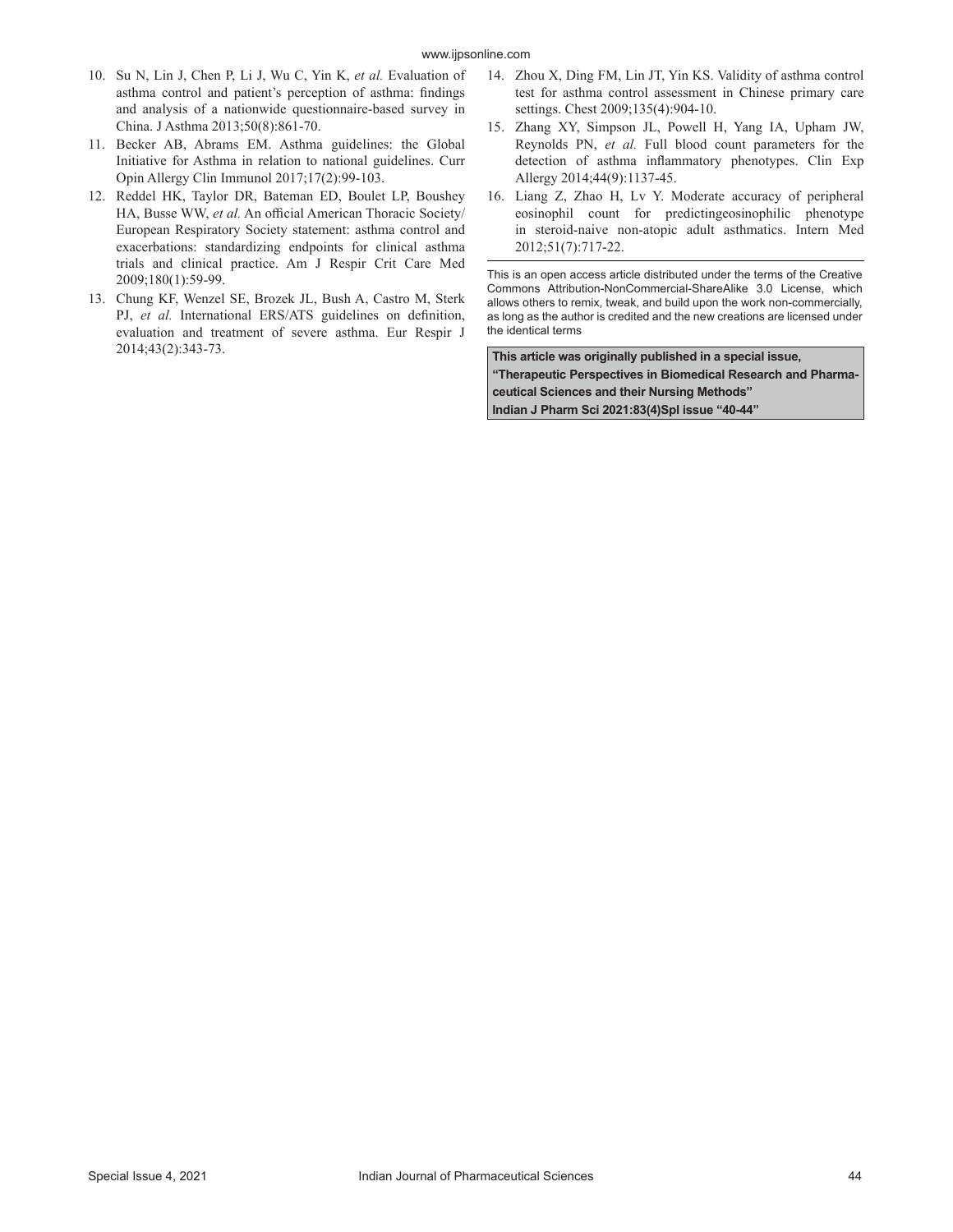10. Su N, Lin J, Chen P, Li J, Wu C, Yin K, *et al.* Evaluation of asthma control and patient's perception of asthma: findings and analysis of a nationwide questionnaire-based survey in China. J Asthma 2013;50(8):861-70.
11. Becker AB, Abrams EM. Asthma guidelines: the Global Initiative for Asthma in relation to national guidelines. Curr Opin Allergy Clin Immunol 2017;17(2):99-103.
12. Reddel HK, Taylor DR, Bateman ED, Boulet LP, Boushey HA, Busse WW, *et al.* An official American Thoracic Society/European Respiratory Society statement: asthma control and exacerbations: standardizing endpoints for clinical asthma trials and clinical practice. Am J Respir Crit Care Med 2009;180(1):59-99.
13. Chung KF, Wenzel SE, Brozek JL, Bush A, Castro M, Sterk PJ, *et al.* International ERS/ATS guidelines on definition, evaluation and treatment of severe asthma. Eur Respir J 2014;43(2):343-73.
14. Zhou X, Ding FM, Lin JT, Yin KS. Validity of asthma control test for asthma control assessment in Chinese primary care settings. Chest 2009;135(4):904-10.
15. Zhang XY, Simpson JL, Powell H, Yang IA, Upham JW, Reynolds PN, *et al.* Full blood count parameters for the detection of asthma inflammatory phenotypes. Clin Exp Allergy 2014;44(9):1137-45.
16. Liang Z, Zhao H, Lv Y. Moderate accuracy of peripheral eosinophil count for predictingeosinophilic phenotype in steroid-naive non-atopic adult asthmatics. Intern Med 2012;51(7):717-22.

This is an open access article distributed under the terms of the Creative Commons Attribution-NonCommercial-ShareAlike 3.0 License, which allows others to remix, tweak, and build upon the work non-commercially, as long as the author is credited and the new creations are licensed under the identical terms

**This article was originally published in a special issue, "Therapeutic Perspectives in Biomedical Research and Pharmaceutical Sciences and their Nursing Methods"**
**Indian J Pharm Sci 2021:83(4)Spl issue "40-44"**